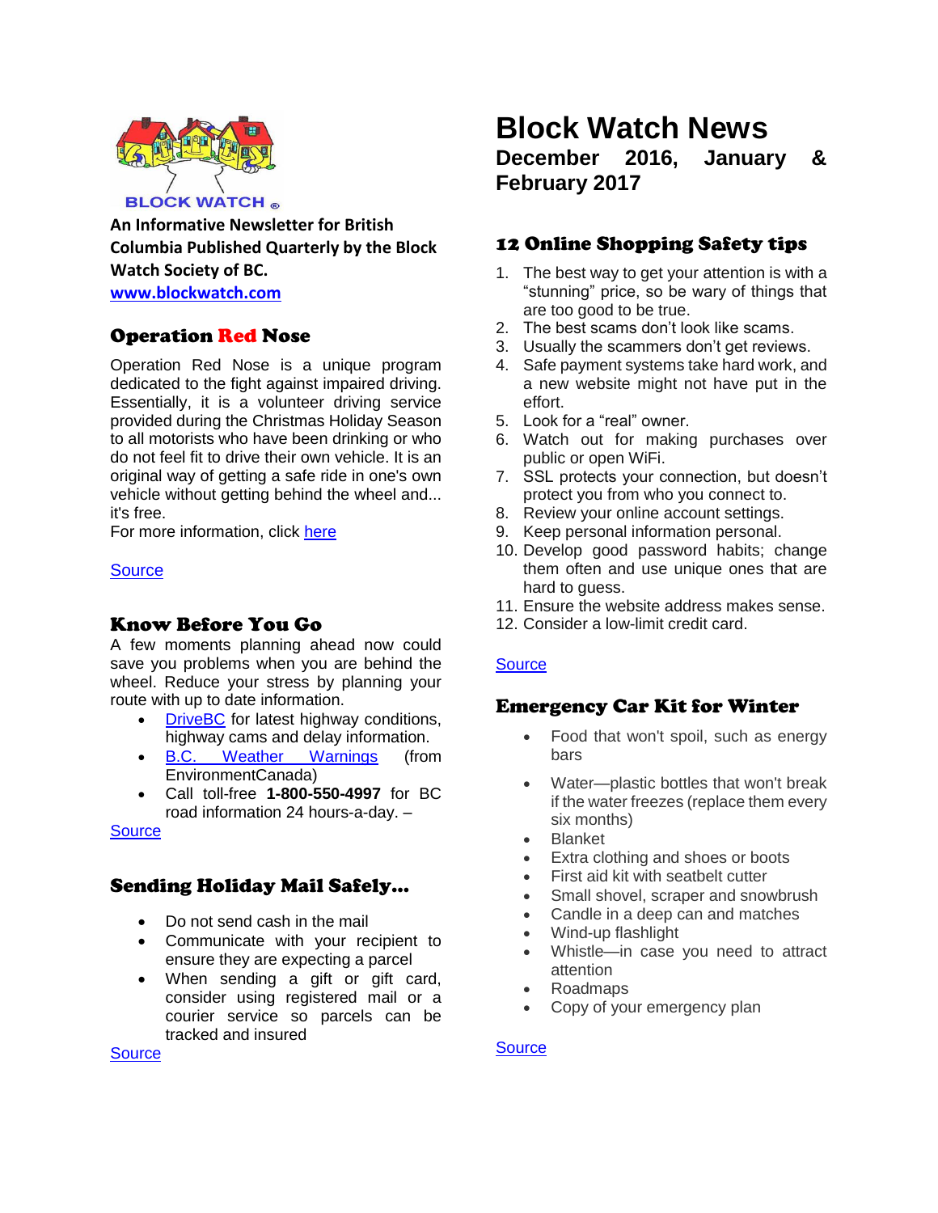BLOCK WATCH ®

**An Informative Newsletter for British Columbia Published Quarterly by the Block Watch Society of BC.**

**www.blockwatch.com**

# Block Watch News

## December 2016, January & February 2017

## Operation Red Nose

Operation Red Nose is a unique program dedicated to the fight against impaired driving. Essentially, it is a volunteer driving service provided during the Christmas Holiday Season to all motorists who have been drinking or who do not feel fit to drive their own vehicle. It is an original way of getting a safe ride in one's own vehicle without getting behind the wheel and... it's free.

For more information, click here

Source

## Know Before You Go

A few moments planning ahead now could save you problems when you are behind the wheel. Reduce your stress by planning your route with up to date information.

- DriveBC for latest highway conditions, highway cams and delay information.
- B.C. Weather Warnings (from EnvironmentCanada)
- Call toll-free **1-800-550-4997** for BC road information 24 hours-a-day. –

Source

## Sending Holiday Mail Safely...

- Do not send cash in the mail
- Communicate with your recipient to ensure they are expecting a parcel
- When sending a gift or gift card, consider using registered mail or a courier service so parcels can be tracked and insured

Source

## 12 Online Shopping Safety tips

1. The best way to get your attention is with a "stunning" price, so be wary of things that are too good to be true.
2. The best scams don't look like scams.
3. Usually the scammers don't get reviews.
4. Safe payment systems take hard work, and a new website might not have put in the effort.
5. Look for a "real" owner.
6. Watch out for making purchases over public or open WiFi.
7. SSL protects your connection, but doesn't protect you from who you connect to.
8. Review your online account settings.
9. Keep personal information personal.
10. Develop good password habits; change them often and use unique ones that are hard to guess.
11. Ensure the website address makes sense.
12. Consider a low-limit credit card.

Source

## Emergency Car Kit for Winter

- Food that won't spoil, such as energy bars
- Water—plastic bottles that won't break if the water freezes (replace them every six months)
- Blanket
- Extra clothing and shoes or boots
- First aid kit with seatbelt cutter
- Small shovel, scraper and snowbrush
- Candle in a deep can and matches
- Wind-up flashlight
- Whistle—in case you need to attract attention
- Roadmaps
- Copy of your emergency plan

Source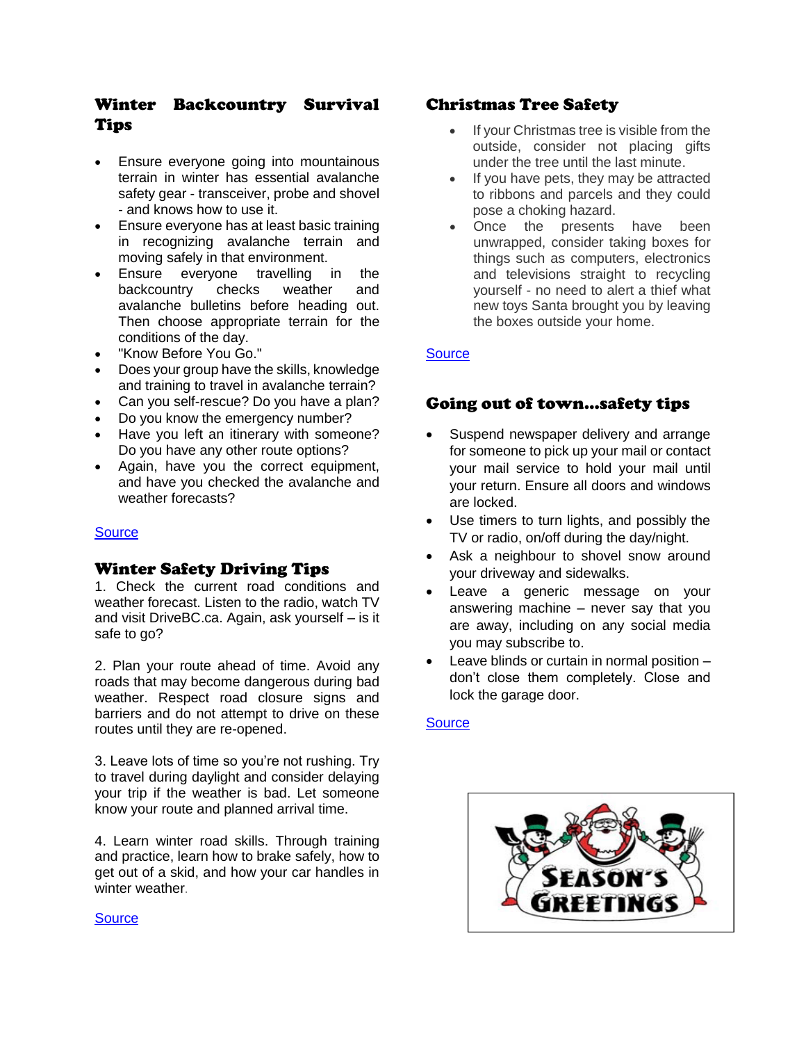## Winter Backcountry Survival Tips

- Ensure everyone going into mountainous terrain in winter has essential avalanche safety gear - transceiver, probe and shovel - and knows how to use it.
- Ensure everyone has at least basic training in recognizing avalanche terrain and moving safely in that environment.
- Ensure everyone travelling in the backcountry checks weather and avalanche bulletins before heading out. Then choose appropriate terrain for the conditions of the day.
- "Know Before You Go."
- Does your group have the skills, knowledge and training to travel in avalanche terrain?
- Can you self-rescue? Do you have a plan?
- Do you know the emergency number?
- Have you left an itinerary with someone? Do you have any other route options?
- Again, have you the correct equipment, and have you checked the avalanche and weather forecasts?

Source

## Winter Safety Driving Tips

1. Check the current road conditions and weather forecast. Listen to the radio, watch TV and visit DriveBC.ca. Again, ask yourself – is it safe to go?

2. Plan your route ahead of time. Avoid any roads that may become dangerous during bad weather. Respect road closure signs and barriers and do not attempt to drive on these routes until they are re-opened.

3. Leave lots of time so you're not rushing. Try to travel during daylight and consider delaying your trip if the weather is bad. Let someone know your route and planned arrival time.

4. Learn winter road skills. Through training and practice, learn how to brake safely, how to get out of a skid, and how your car handles in winter weather.

Source

## Christmas Tree Safety

- If your Christmas tree is visible from the outside, consider not placing gifts under the tree until the last minute.
- If you have pets, they may be attracted to ribbons and parcels and they could pose a choking hazard.
- Once the presents have been unwrapped, consider taking boxes for things such as computers, electronics and televisions straight to recycling yourself - no need to alert a thief what new toys Santa brought you by leaving the boxes outside your home.

Source

## Going out of town…safety tips

- Suspend newspaper delivery and arrange for someone to pick up your mail or contact your mail service to hold your mail until your return. Ensure all doors and windows are locked.
- Use timers to turn lights, and possibly the TV or radio, on/off during the day/night.
- Ask a neighbour to shovel snow around your driveway and sidewalks.
- Leave a generic message on your answering machine – never say that you are away, including on any social media you may subscribe to.
- Leave blinds or curtain in normal position – don't close them completely. Close and lock the garage door.

Source

SEASON'S GREETINGS